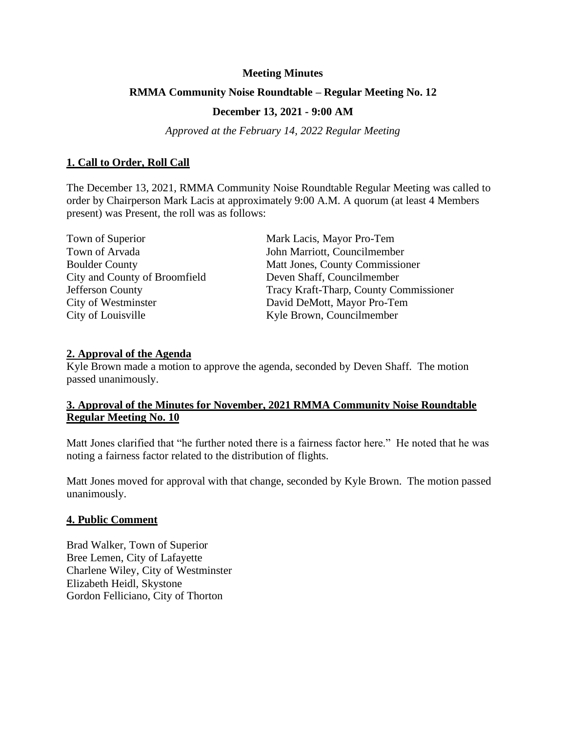**Meeting Minutes**

**RMMA Community Noise Roundtable – Regular Meeting No. 12**

**December 13, 2021 - 9:00 AM**

*Approved at the February 14, 2022 Regular Meeting*

## 1. Call to Order, Roll Call

The December 13, 2021, RMMA Community Noise Roundtable Regular Meeting was called to order by Chairperson Mark Lacis at approximately 9:00 A.M. A quorum (at least 4 Members present) was Present, the roll was as follows:

| | |
|---|---|
| Town of Superior | Mark Lacis, Mayor Pro-Tem |
| Town of Arvada | John Marriott, Councilmember |
| Boulder County | Matt Jones, County Commissioner |
| City and County of Broomfield | Deven Shaff, Councilmember |
| Jefferson County | Tracy Kraft-Tharp, County Commissioner |
| City of Westminster | David DeMott, Mayor Pro-Tem |
| City of Louisville | Kyle Brown, Councilmember |

## 2. Approval of the Agenda

Kyle Brown made a motion to approve the agenda, seconded by Deven Shaff. The motion passed unanimously.

## 3. Approval of the Minutes for November, 2021 RMMA Community Noise Roundtable Regular Meeting No. 10

Matt Jones clarified that "he further noted there is a fairness factor here." He noted that he was noting a fairness factor related to the distribution of flights.

Matt Jones moved for approval with that change, seconded by Kyle Brown. The motion passed unanimously.

## 4. Public Comment

Brad Walker, Town of Superior
Bree Lemen, City of Lafayette
Charlene Wiley, City of Westminster
Elizabeth Heidl, Skystone
Gordon Felliciano, City of Thorton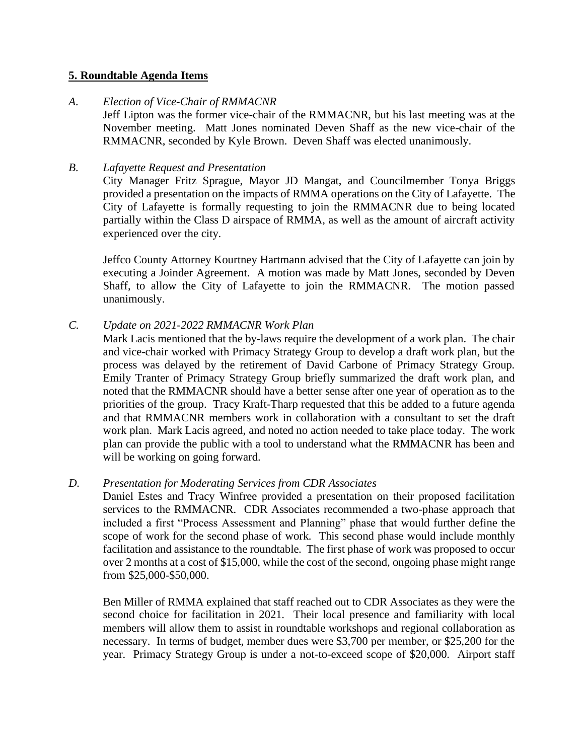## 5. Roundtable Agenda Items

*A. Election of Vice-Chair of RMMACNR*

Jeff Lipton was the former vice-chair of the RMMACNR, but his last meeting was at the November meeting. Matt Jones nominated Deven Shaff as the new vice-chair of the RMMACNR, seconded by Kyle Brown. Deven Shaff was elected unanimously.

*B. Lafayette Request and Presentation*

City Manager Fritz Sprague, Mayor JD Mangat, and Councilmember Tonya Briggs provided a presentation on the impacts of RMMA operations on the City of Lafayette. The City of Lafayette is formally requesting to join the RMMACNR due to being located partially within the Class D airspace of RMMA, as well as the amount of aircraft activity experienced over the city.

Jeffco County Attorney Kourtney Hartmann advised that the City of Lafayette can join by executing a Joinder Agreement. A motion was made by Matt Jones, seconded by Deven Shaff, to allow the City of Lafayette to join the RMMACNR. The motion passed unanimously.

*C. Update on 2021-2022 RMMACNR Work Plan*

Mark Lacis mentioned that the by-laws require the development of a work plan. The chair and vice-chair worked with Primacy Strategy Group to develop a draft work plan, but the process was delayed by the retirement of David Carbone of Primacy Strategy Group. Emily Tranter of Primacy Strategy Group briefly summarized the draft work plan, and noted that the RMMACNR should have a better sense after one year of operation as to the priorities of the group. Tracy Kraft-Tharp requested that this be added to a future agenda and that RMMACNR members work in collaboration with a consultant to set the draft work plan. Mark Lacis agreed, and noted no action needed to take place today. The work plan can provide the public with a tool to understand what the RMMACNR has been and will be working on going forward.

*D. Presentation for Moderating Services from CDR Associates*

Daniel Estes and Tracy Winfree provided a presentation on their proposed facilitation services to the RMMACNR. CDR Associates recommended a two-phase approach that included a first "Process Assessment and Planning" phase that would further define the scope of work for the second phase of work. This second phase would include monthly facilitation and assistance to the roundtable. The first phase of work was proposed to occur over 2 months at a cost of $15,000, while the cost of the second, ongoing phase might range from $25,000-$50,000.

Ben Miller of RMMA explained that staff reached out to CDR Associates as they were the second choice for facilitation in 2021. Their local presence and familiarity with local members will allow them to assist in roundtable workshops and regional collaboration as necessary. In terms of budget, member dues were $3,700 per member, or $25,200 for the year. Primacy Strategy Group is under a not-to-exceed scope of $20,000. Airport staff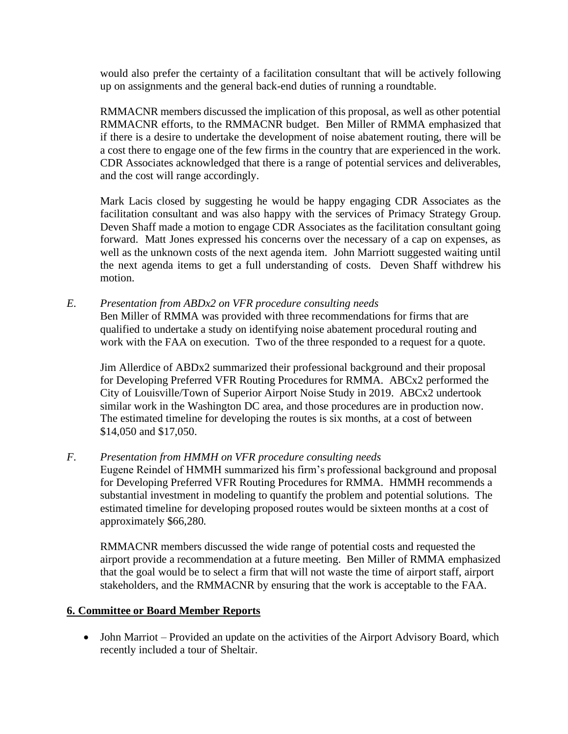would also prefer the certainty of a facilitation consultant that will be actively following up on assignments and the general back-end duties of running a roundtable.

RMMACNR members discussed the implication of this proposal, as well as other potential RMMACNR efforts, to the RMMACNR budget. Ben Miller of RMMA emphasized that if there is a desire to undertake the development of noise abatement routing, there will be a cost there to engage one of the few firms in the country that are experienced in the work. CDR Associates acknowledged that there is a range of potential services and deliverables, and the cost will range accordingly.

Mark Lacis closed by suggesting he would be happy engaging CDR Associates as the facilitation consultant and was also happy with the services of Primacy Strategy Group. Deven Shaff made a motion to engage CDR Associates as the facilitation consultant going forward. Matt Jones expressed his concerns over the necessary of a cap on expenses, as well as the unknown costs of the next agenda item. John Marriott suggested waiting until the next agenda items to get a full understanding of costs. Deven Shaff withdrew his motion.

*E. Presentation from ABDx2 on VFR procedure consulting needs*

Ben Miller of RMMA was provided with three recommendations for firms that are qualified to undertake a study on identifying noise abatement procedural routing and work with the FAA on execution. Two of the three responded to a request for a quote.

Jim Allerdice of ABDx2 summarized their professional background and their proposal for Developing Preferred VFR Routing Procedures for RMMA. ABCx2 performed the City of Louisville/Town of Superior Airport Noise Study in 2019. ABCx2 undertook similar work in the Washington DC area, and those procedures are in production now. The estimated timeline for developing the routes is six months, at a cost of between $14,050 and $17,050.

*F. Presentation from HMMH on VFR procedure consulting needs*

Eugene Reindel of HMMH summarized his firm's professional background and proposal for Developing Preferred VFR Routing Procedures for RMMA. HMMH recommends a substantial investment in modeling to quantify the problem and potential solutions. The estimated timeline for developing proposed routes would be sixteen months at a cost of approximately $66,280.

RMMACNR members discussed the wide range of potential costs and requested the airport provide a recommendation at a future meeting. Ben Miller of RMMA emphasized that the goal would be to select a firm that will not waste the time of airport staff, airport stakeholders, and the RMMACNR by ensuring that the work is acceptable to the FAA.

## 6. Committee or Board Member Reports

- John Marriot – Provided an update on the activities of the Airport Advisory Board, which recently included a tour of Sheltair.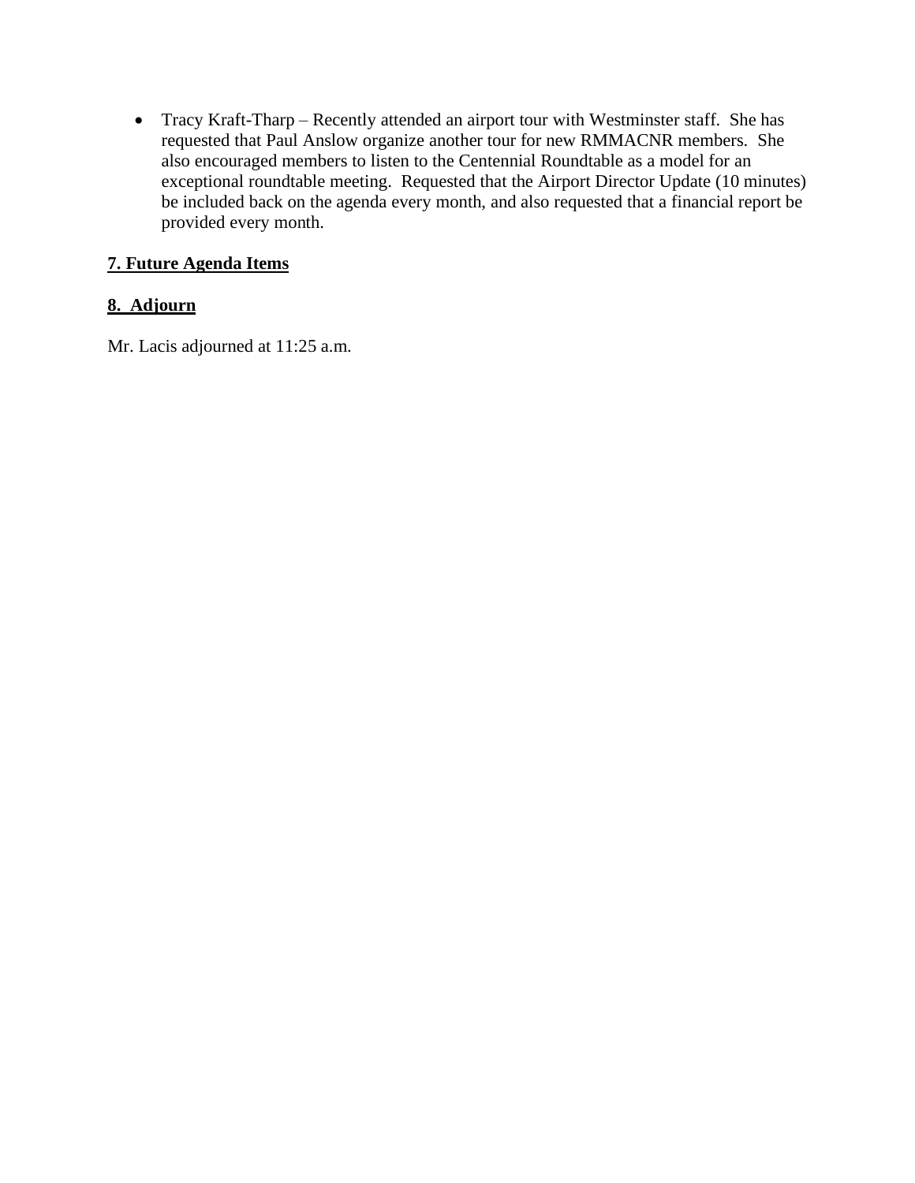- Tracy Kraft-Tharp – Recently attended an airport tour with Westminster staff. She has requested that Paul Anslow organize another tour for new RMMACNR members. She also encouraged members to listen to the Centennial Roundtable as a model for an exceptional roundtable meeting. Requested that the Airport Director Update (10 minutes) be included back on the agenda every month, and also requested that a financial report be provided every month.

## 7. Future Agenda Items

## 8. Adjourn

Mr. Lacis adjourned at 11:25 a.m.